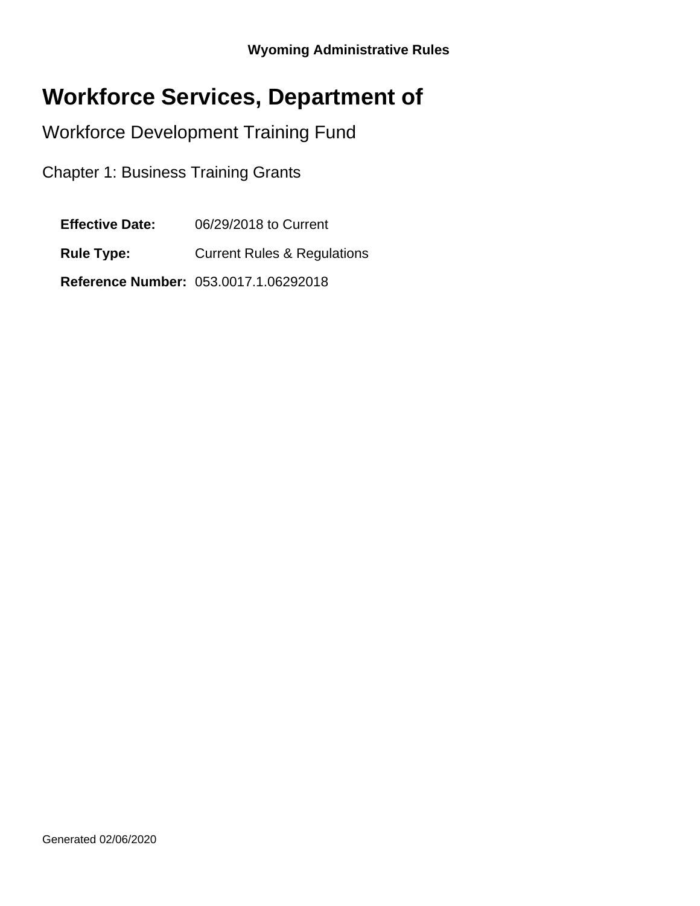**Wyoming Administrative Rules**

# Workforce Services, Department of

## Workforce Development Training Fund

### Chapter 1: Business Training Grants

**Effective Date:** 06/29/2018 to Current

**Rule Type:** Current Rules & Regulations

**Reference Number:** 053.0017.1.06292018

Generated 02/06/2020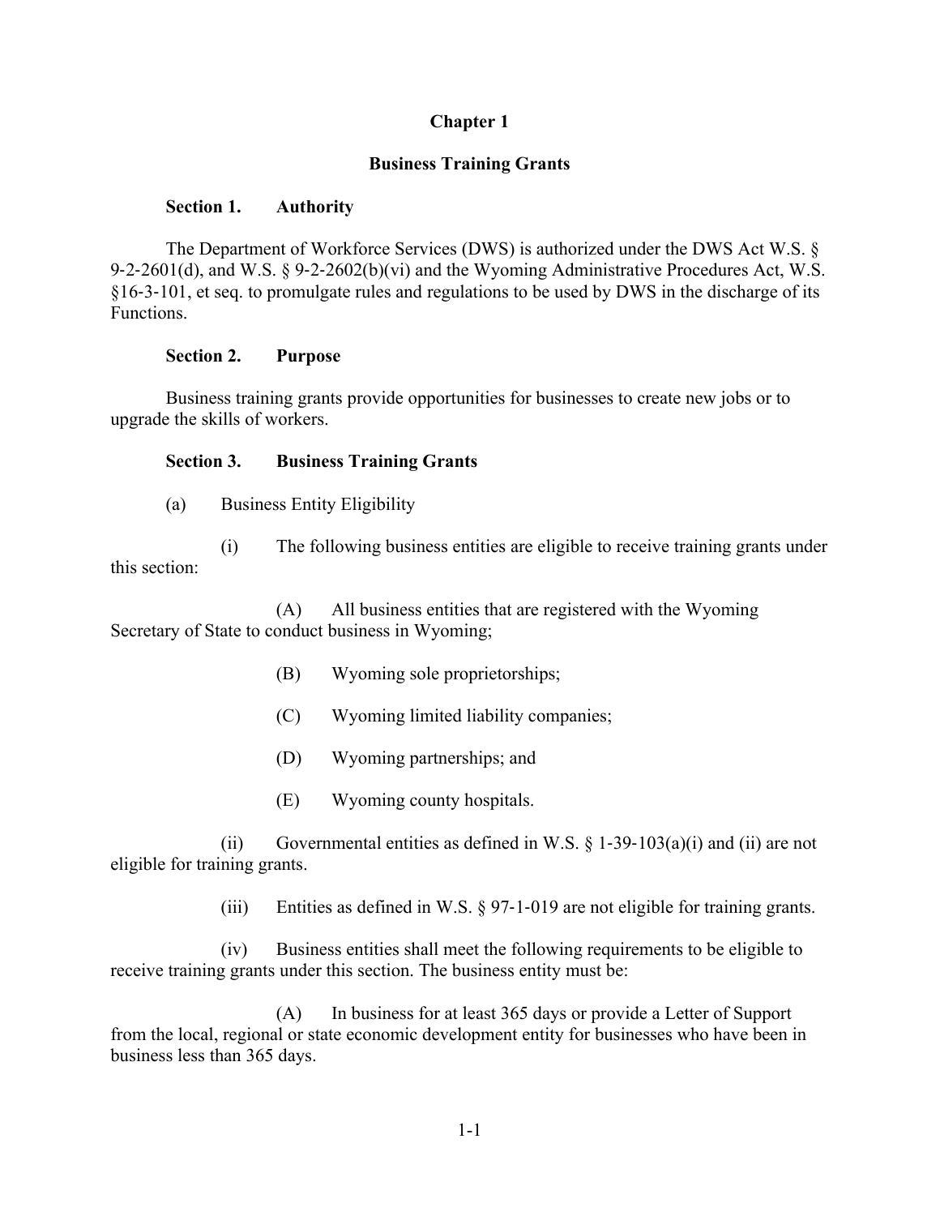**Chapter 1**

**Business Training Grants**

**Section 1. Authority**

The Department of Workforce Services (DWS) is authorized under the DWS Act W.S. § 9-2-2601(d), and W.S. § 9-2-2602(b)(vi) and the Wyoming Administrative Procedures Act, W.S. §16-3-101, et seq. to promulgate rules and regulations to be used by DWS in the discharge of its Functions.

**Section 2. Purpose**

Business training grants provide opportunities for businesses to create new jobs or to upgrade the skills of workers.

**Section 3. Business Training Grants**

(a) Business Entity Eligibility

(i) The following business entities are eligible to receive training grants under this section:

(A) All business entities that are registered with the Wyoming Secretary of State to conduct business in Wyoming;

(B) Wyoming sole proprietorships;

(C) Wyoming limited liability companies;

(D) Wyoming partnerships; and

(E) Wyoming county hospitals.

(ii) Governmental entities as defined in W.S. § 1-39-103(a)(i) and (ii) are not eligible for training grants.

(iii) Entities as defined in W.S. § 97-1-019 are not eligible for training grants.

(iv) Business entities shall meet the following requirements to be eligible to receive training grants under this section. The business entity must be:

(A) In business for at least 365 days or provide a Letter of Support from the local, regional or state economic development entity for businesses who have been in business less than 365 days.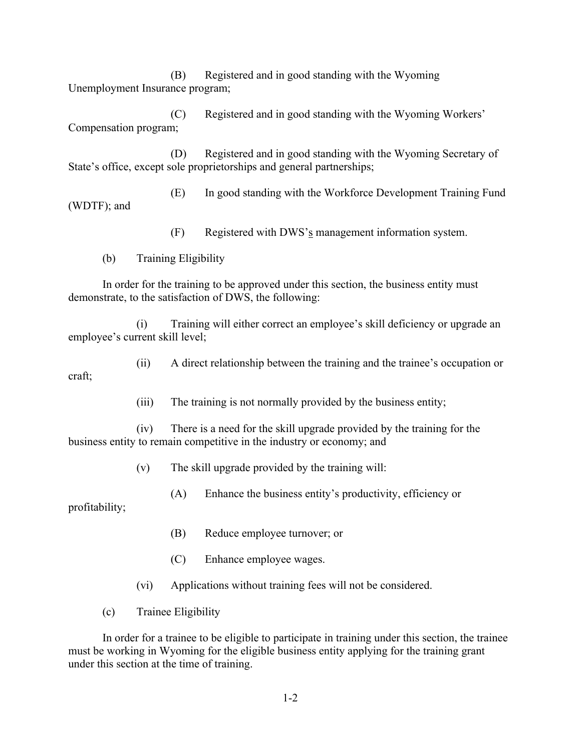(B) Registered and in good standing with the Wyoming Unemployment Insurance program;

(C) Registered and in good standing with the Wyoming Workers' Compensation program;

(D) Registered and in good standing with the Wyoming Secretary of State's office, except sole proprietorships and general partnerships;

(E) In good standing with the Workforce Development Training Fund (WDTF); and

(F) Registered with DWS's management information system.

(b) Training Eligibility

In order for the training to be approved under this section, the business entity must demonstrate, to the satisfaction of DWS, the following:

(i) Training will either correct an employee's skill deficiency or upgrade an employee's current skill level;

(ii) A direct relationship between the training and the trainee's occupation or craft;

(iii) The training is not normally provided by the business entity;

(iv) There is a need for the skill upgrade provided by the training for the business entity to remain competitive in the industry or economy; and

(v) The skill upgrade provided by the training will:

(A) Enhance the business entity's productivity, efficiency or profitability;

(B) Reduce employee turnover; or

(C) Enhance employee wages.

(vi) Applications without training fees will not be considered.

(c) Trainee Eligibility

In order for a trainee to be eligible to participate in training under this section, the trainee must be working in Wyoming for the eligible business entity applying for the training grant under this section at the time of training.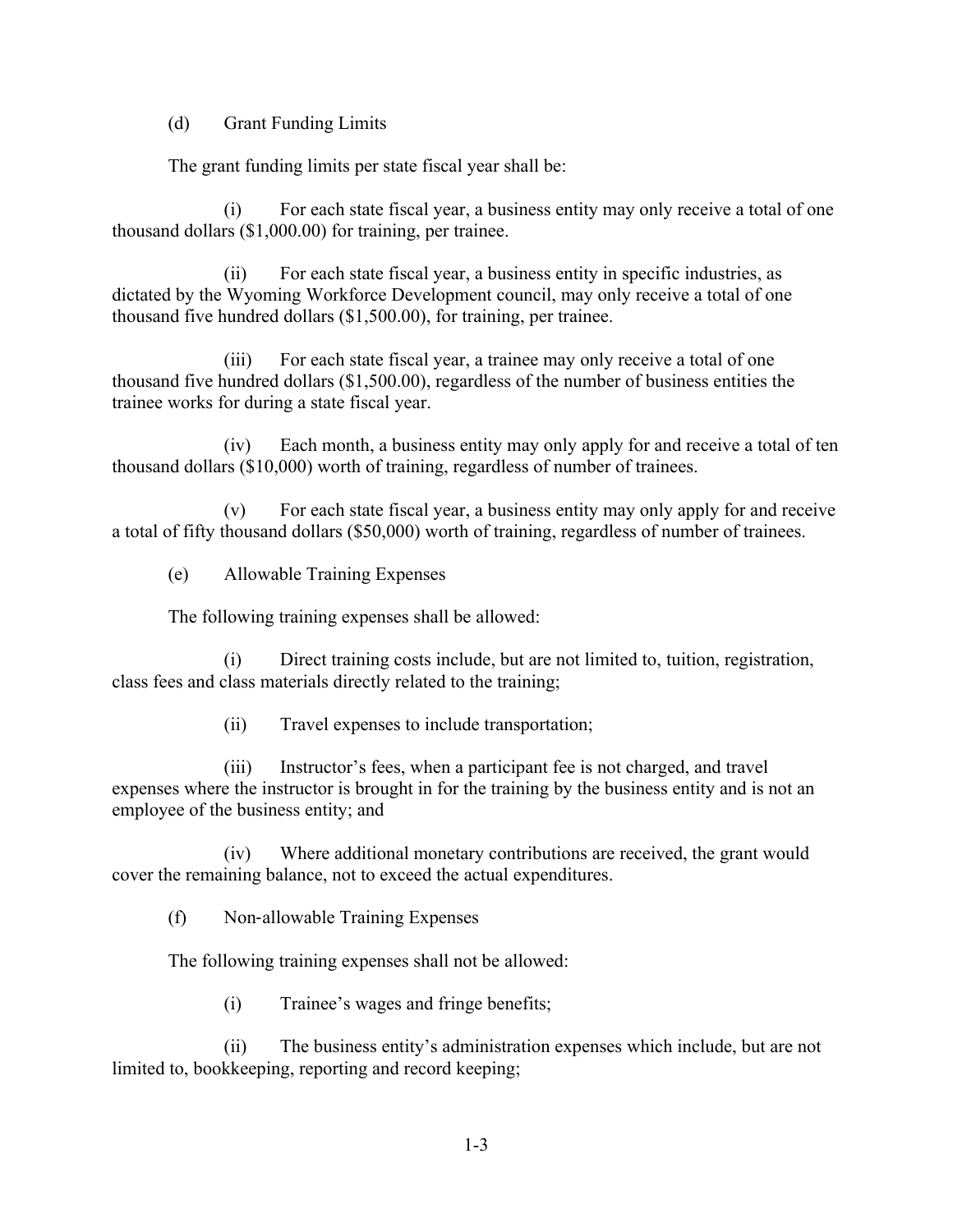(d) Grant Funding Limits

The grant funding limits per state fiscal year shall be:

(i) For each state fiscal year, a business entity may only receive a total of one thousand dollars ($1,000.00) for training, per trainee.

(ii) For each state fiscal year, a business entity in specific industries, as dictated by the Wyoming Workforce Development council, may only receive a total of one thousand five hundred dollars ($1,500.00), for training, per trainee.

(iii) For each state fiscal year, a trainee may only receive a total of one thousand five hundred dollars ($1,500.00), regardless of the number of business entities the trainee works for during a state fiscal year.

(iv) Each month, a business entity may only apply for and receive a total of ten thousand dollars ($10,000) worth of training, regardless of number of trainees.

(v) For each state fiscal year, a business entity may only apply for and receive a total of fifty thousand dollars ($50,000) worth of training, regardless of number of trainees.

(e) Allowable Training Expenses

The following training expenses shall be allowed:

(i) Direct training costs include, but are not limited to, tuition, registration, class fees and class materials directly related to the training;

(ii) Travel expenses to include transportation;

(iii) Instructor's fees, when a participant fee is not charged, and travel expenses where the instructor is brought in for the training by the business entity and is not an employee of the business entity; and

(iv) Where additional monetary contributions are received, the grant would cover the remaining balance, not to exceed the actual expenditures.

(f) Non-allowable Training Expenses

The following training expenses shall not be allowed:

(i) Trainee's wages and fringe benefits;

(ii) The business entity's administration expenses which include, but are not limited to, bookkeeping, reporting and record keeping;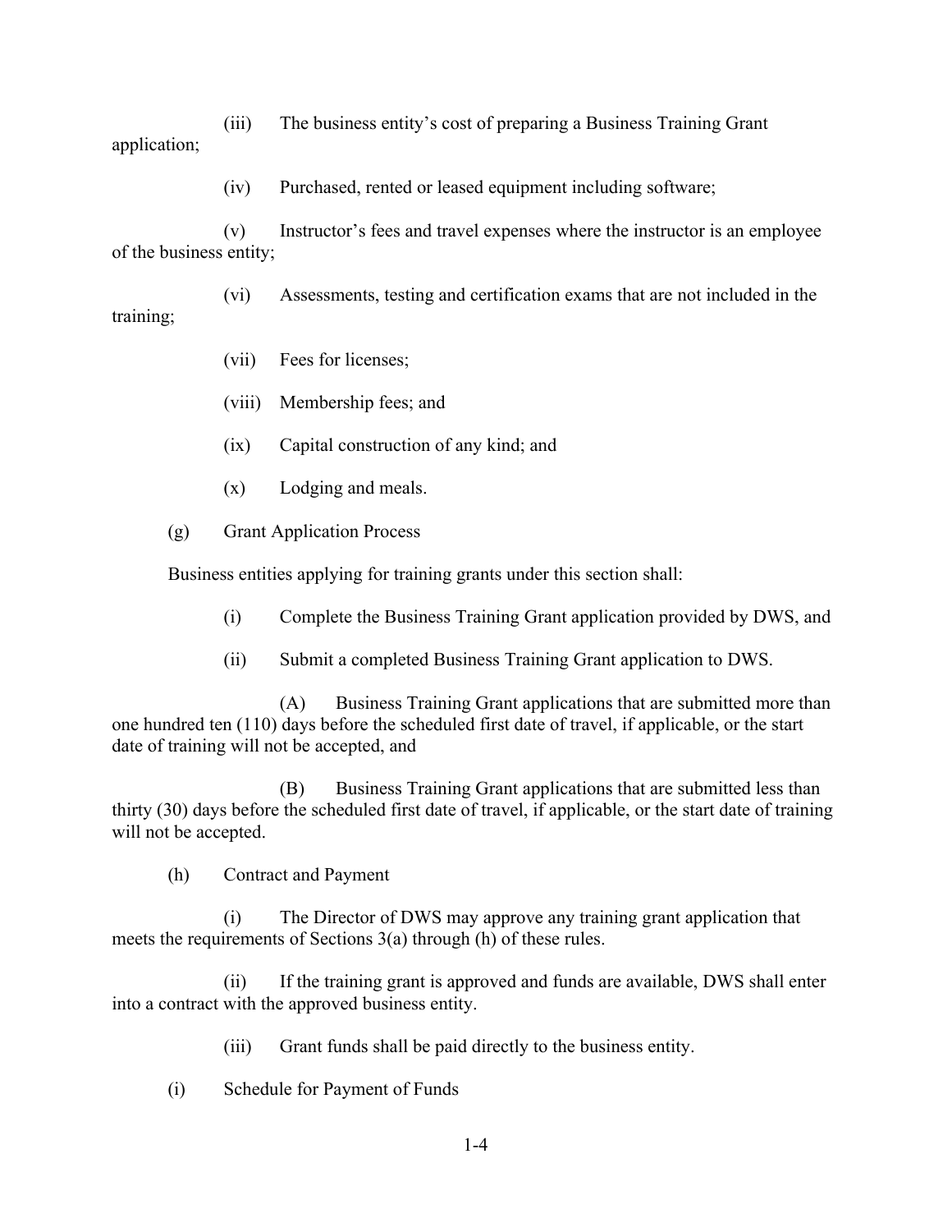(iii) The business entity's cost of preparing a Business Training Grant application;

(iv) Purchased, rented or leased equipment including software;

(v) Instructor's fees and travel expenses where the instructor is an employee of the business entity;

(vi) Assessments, testing and certification exams that are not included in the training;

(vii) Fees for licenses;

(viii) Membership fees; and

(ix) Capital construction of any kind; and

(x) Lodging and meals.

(g) Grant Application Process

Business entities applying for training grants under this section shall:

(i) Complete the Business Training Grant application provided by DWS, and

(ii) Submit a completed Business Training Grant application to DWS.

(A) Business Training Grant applications that are submitted more than one hundred ten (110) days before the scheduled first date of travel, if applicable, or the start date of training will not be accepted, and

(B) Business Training Grant applications that are submitted less than thirty (30) days before the scheduled first date of travel, if applicable, or the start date of training will not be accepted.

(h) Contract and Payment

(i) The Director of DWS may approve any training grant application that meets the requirements of Sections 3(a) through (h) of these rules.

(ii) If the training grant is approved and funds are available, DWS shall enter into a contract with the approved business entity.

(iii) Grant funds shall be paid directly to the business entity.

(i) Schedule for Payment of Funds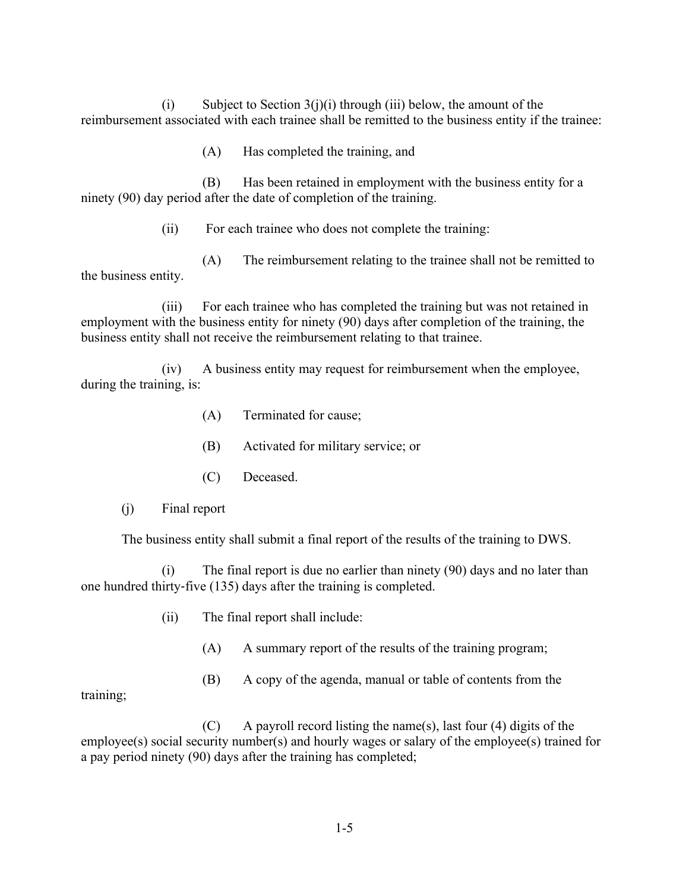(i) Subject to Section 3(j)(i) through (iii) below, the amount of the reimbursement associated with each trainee shall be remitted to the business entity if the trainee:

(A) Has completed the training, and

(B) Has been retained in employment with the business entity for a ninety (90) day period after the date of completion of the training.

(ii) For each trainee who does not complete the training:

(A) The reimbursement relating to the trainee shall not be remitted to the business entity.

(iii) For each trainee who has completed the training but was not retained in employment with the business entity for ninety (90) days after completion of the training, the business entity shall not receive the reimbursement relating to that trainee.

(iv) A business entity may request for reimbursement when the employee, during the training, is:

(A) Terminated for cause;

(B) Activated for military service; or

(C) Deceased.

(j) Final report

The business entity shall submit a final report of the results of the training to DWS.

(i) The final report is due no earlier than ninety (90) days and no later than one hundred thirty-five (135) days after the training is completed.

(ii) The final report shall include:

(A) A summary report of the results of the training program;

(B) A copy of the agenda, manual or table of contents from the training;

(C) A payroll record listing the name(s), last four (4) digits of the employee(s) social security number(s) and hourly wages or salary of the employee(s) trained for a pay period ninety (90) days after the training has completed;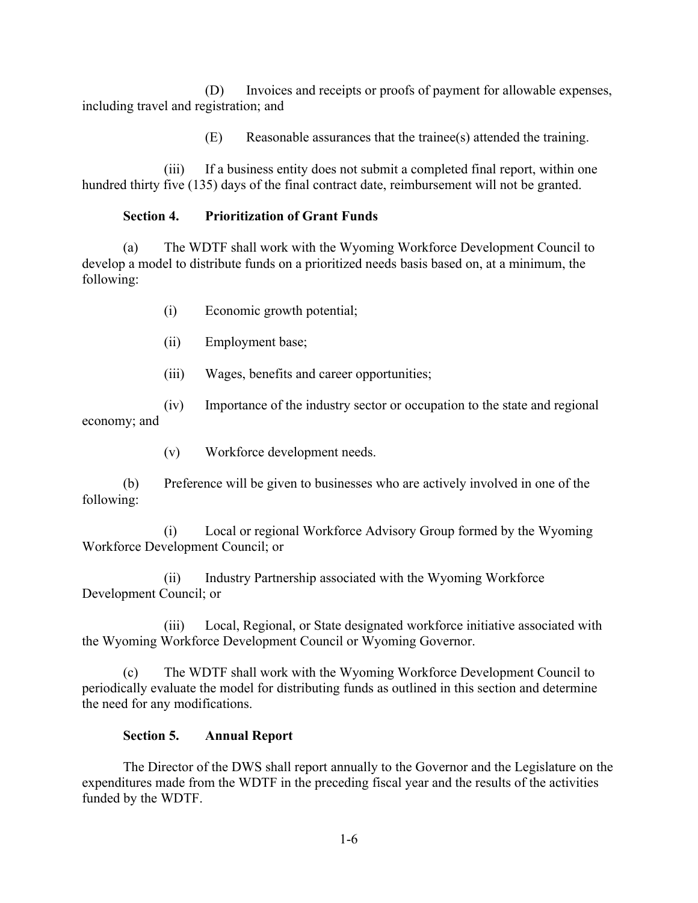(D) Invoices and receipts or proofs of payment for allowable expenses, including travel and registration; and

(E) Reasonable assurances that the trainee(s) attended the training.

(iii) If a business entity does not submit a completed final report, within one hundred thirty five (135) days of the final contract date, reimbursement will not be granted.

**Section 4. Prioritization of Grant Funds**

(a) The WDTF shall work with the Wyoming Workforce Development Council to develop a model to distribute funds on a prioritized needs basis based on, at a minimum, the following:

(i) Economic growth potential;

(ii) Employment base;

(iii) Wages, benefits and career opportunities;

(iv) Importance of the industry sector or occupation to the state and regional economy; and

(v) Workforce development needs.

(b) Preference will be given to businesses who are actively involved in one of the following:

(i) Local or regional Workforce Advisory Group formed by the Wyoming Workforce Development Council; or

(ii) Industry Partnership associated with the Wyoming Workforce Development Council; or

(iii) Local, Regional, or State designated workforce initiative associated with the Wyoming Workforce Development Council or Wyoming Governor.

(c) The WDTF shall work with the Wyoming Workforce Development Council to periodically evaluate the model for distributing funds as outlined in this section and determine the need for any modifications.

**Section 5. Annual Report**

The Director of the DWS shall report annually to the Governor and the Legislature on the expenditures made from the WDTF in the preceding fiscal year and the results of the activities funded by the WDTF.